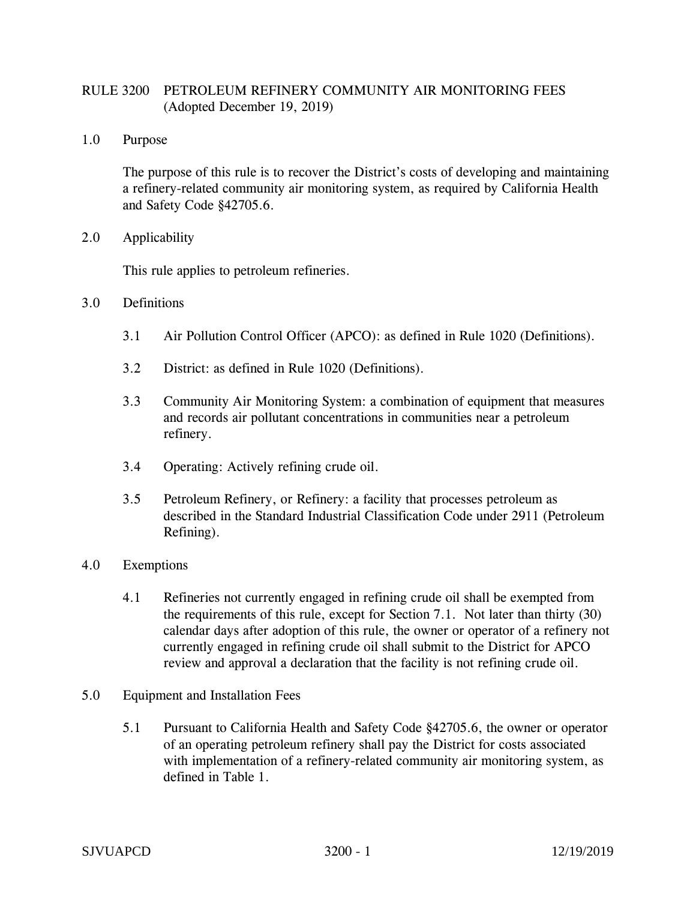# RULE 3200 PETROLEUM REFINERY COMMUNITY AIR MONITORING FEES (Adopted December 19, 2019)

## 1.0 Purpose

The purpose of this rule is to recover the District's costs of developing and maintaining a refinery-related community air monitoring system, as required by California Health and Safety Code §42705.6.

## 2.0 Applicability

This rule applies to petroleum refineries.

## 3.0 Definitions

3.1 Air Pollution Control Officer (APCO): as defined in Rule 1020 (Definitions).

3.2 District: as defined in Rule 1020 (Definitions).

3.3 Community Air Monitoring System: a combination of equipment that measures and records air pollutant concentrations in communities near a petroleum refinery.

3.4 Operating: Actively refining crude oil.

3.5 Petroleum Refinery, or Refinery: a facility that processes petroleum as described in the Standard Industrial Classification Code under 2911 (Petroleum Refining).

## 4.0 Exemptions

4.1 Refineries not currently engaged in refining crude oil shall be exempted from the requirements of this rule, except for Section 7.1. Not later than thirty (30) calendar days after adoption of this rule, the owner or operator of a refinery not currently engaged in refining crude oil shall submit to the District for APCO review and approval a declaration that the facility is not refining crude oil.

## 5.0 Equipment and Installation Fees

5.1 Pursuant to California Health and Safety Code §42705.6, the owner or operator of an operating petroleum refinery shall pay the District for costs associated with implementation of a refinery-related community air monitoring system, as defined in Table 1.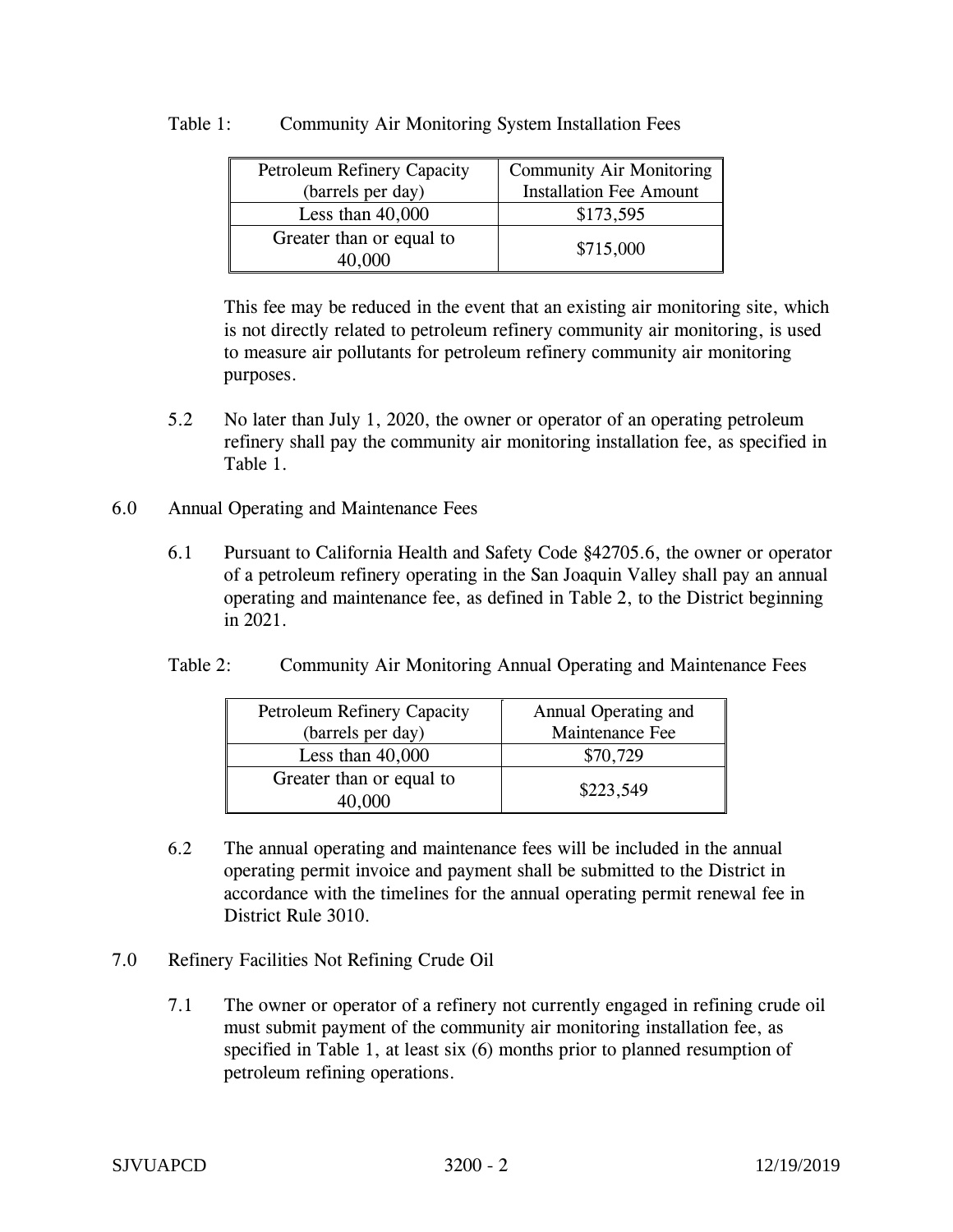Table 1: Community Air Monitoring System Installation Fees

| Petroleum Refinery Capacity (barrels per day) | Community Air Monitoring Installation Fee Amount |
|---|---|
| Less than 40,000 | $173,595 |
| Greater than or equal to 40,000 | $715,000 |

This fee may be reduced in the event that an existing air monitoring site, which is not directly related to petroleum refinery community air monitoring, is used to measure air pollutants for petroleum refinery community air monitoring purposes.

5.2 No later than July 1, 2020, the owner or operator of an operating petroleum refinery shall pay the community air monitoring installation fee, as specified in Table 1.

## 6.0 Annual Operating and Maintenance Fees

6.1 Pursuant to California Health and Safety Code §42705.6, the owner or operator of a petroleum refinery operating in the San Joaquin Valley shall pay an annual operating and maintenance fee, as defined in Table 2, to the District beginning in 2021.

Table 2: Community Air Monitoring Annual Operating and Maintenance Fees

| Petroleum Refinery Capacity (barrels per day) | Annual Operating and Maintenance Fee |
|---|---|
| Less than 40,000 | $70,729 |
| Greater than or equal to 40,000 | $223,549 |

6.2 The annual operating and maintenance fees will be included in the annual operating permit invoice and payment shall be submitted to the District in accordance with the timelines for the annual operating permit renewal fee in District Rule 3010.

## 7.0 Refinery Facilities Not Refining Crude Oil

7.1 The owner or operator of a refinery not currently engaged in refining crude oil must submit payment of the community air monitoring installation fee, as specified in Table 1, at least six (6) months prior to planned resumption of petroleum refining operations.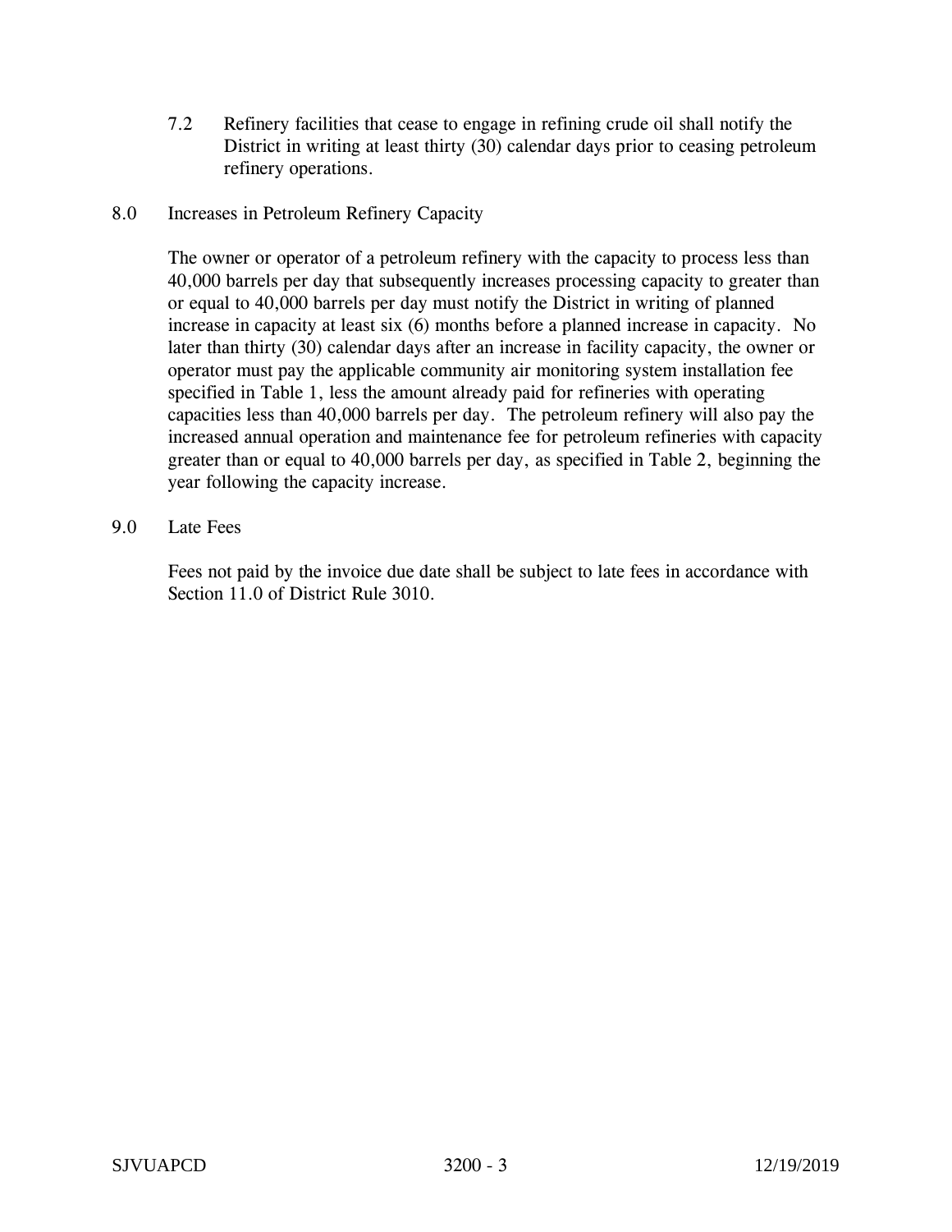7.2 Refinery facilities that cease to engage in refining crude oil shall notify the District in writing at least thirty (30) calendar days prior to ceasing petroleum refinery operations.

## 8.0 Increases in Petroleum Refinery Capacity

The owner or operator of a petroleum refinery with the capacity to process less than 40,000 barrels per day that subsequently increases processing capacity to greater than or equal to 40,000 barrels per day must notify the District in writing of planned increase in capacity at least six (6) months before a planned increase in capacity. No later than thirty (30) calendar days after an increase in facility capacity, the owner or operator must pay the applicable community air monitoring system installation fee specified in Table 1, less the amount already paid for refineries with operating capacities less than 40,000 barrels per day. The petroleum refinery will also pay the increased annual operation and maintenance fee for petroleum refineries with capacity greater than or equal to 40,000 barrels per day, as specified in Table 2, beginning the year following the capacity increase.

## 9.0 Late Fees

Fees not paid by the invoice due date shall be subject to late fees in accordance with Section 11.0 of District Rule 3010.